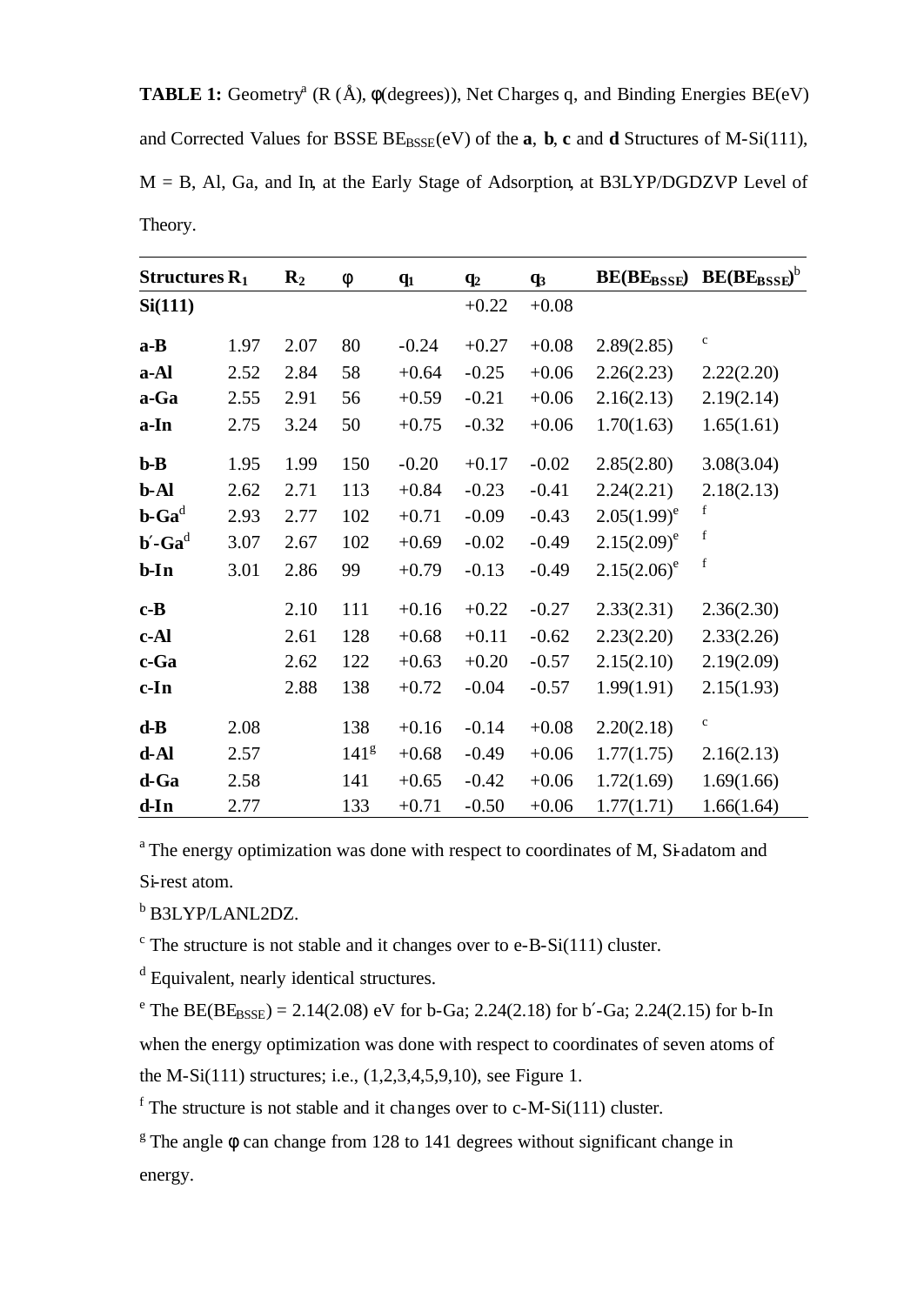**TABLE 1:** Geometry[a] (R (Å), φ(degrees)), Net Charges q, and Binding Energies BE(eV) and Corrected Values for BSSE $BE_{BSSE}$(eV) of the **a**, **b**, **c** and **d** Structures of M-Si(111), M = B, Al, Ga, and In, at the Early Stage of Adsorption, at B3LYP/DGDZVP Level of Theory.

| Structures | $R_1$ | $R_2$ | φ | $q_1$ | $q_2$ | $q_3$ | BE($BE_{BSSE}$) | BE($BE_{BSSE}$)[b] |
|---|---|---|---|---|---|---|---|---|
| **Si(111)** | | | | | +0.22 | +0.08 | | |
| **a-B** | 1.97 | 2.07 | 80 | -0.24 | +0.27 | +0.08 | 2.89(2.85) | [c] |
| **a-Al** | 2.52 | 2.84 | 58 | +0.64 | -0.25 | +0.06 | 2.26(2.23) | 2.22(2.20) |
| **a-Ga** | 2.55 | 2.91 | 56 | +0.59 | -0.21 | +0.06 | 2.16(2.13) | 2.19(2.14) |
| **a-In** | 2.75 | 3.24 | 50 | +0.75 | -0.32 | +0.06 | 1.70(1.63) | 1.65(1.61) |
| **b-B** | 1.95 | 1.99 | 150 | -0.20 | +0.17 | -0.02 | 2.85(2.80) | 3.08(3.04) |
| **b-Al** | 2.62 | 2.71 | 113 | +0.84 | -0.23 | -0.41 | 2.24(2.21) | 2.18(2.13) |
| **b-Ga**[d] | 2.93 | 2.77 | 102 | +0.71 | -0.09 | -0.43 | 2.05(1.99)[e] | [f] |
| **b′-Ga**[d] | 3.07 | 2.67 | 102 | +0.69 | -0.02 | -0.49 | 2.15(2.09)[e] | [f] |
| **b-In** | 3.01 | 2.86 | 99 | +0.79 | -0.13 | -0.49 | 2.15(2.06)[e] | [f] |
| **c-B** | | 2.10 | 111 | +0.16 | +0.22 | -0.27 | 2.33(2.31) | 2.36(2.30) |
| **c-Al** | | 2.61 | 128 | +0.68 | +0.11 | -0.62 | 2.23(2.20) | 2.33(2.26) |
| **c-Ga** | | 2.62 | 122 | +0.63 | +0.20 | -0.57 | 2.15(2.10) | 2.19(2.09) |
| **c-In** | | 2.88 | 138 | +0.72 | -0.04 | -0.57 | 1.99(1.91) | 2.15(1.93) |
| **d-B** | 2.08 | | 138 | +0.16 | -0.14 | +0.08 | 2.20(2.18) | [c] |
| **d-Al** | 2.57 | | 141[g] | +0.68 | -0.49 | +0.06 | 1.77(1.75) | 2.16(2.13) |
| **d-Ga** | 2.58 | | 141 | +0.65 | -0.42 | +0.06 | 1.72(1.69) | 1.69(1.66) |
| **d-In** | 2.77 | | 133 | +0.71 | -0.50 | +0.06 | 1.77(1.71) | 1.66(1.64) |

[a] The energy optimization was done with respect to coordinates of M, Si-adatom and Si-rest atom.

[b] B3LYP/LANL2DZ.

[c] The structure is not stable and it changes over to e-B-Si(111) cluster.

[d] Equivalent, nearly identical structures.

[e] The BE($BE_{BSSE}$) = 2.14(2.08) eV for b-Ga; 2.24(2.18) for b′-Ga; 2.24(2.15) for b-In when the energy optimization was done with respect to coordinates of seven atoms of the M-Si(111) structures; i.e., (1,2,3,4,5,9,10), see Figure 1.

[f] The structure is not stable and it changes over to c-M-Si(111) cluster.

[g] The angle φ can change from 128 to 141 degrees without significant change in energy.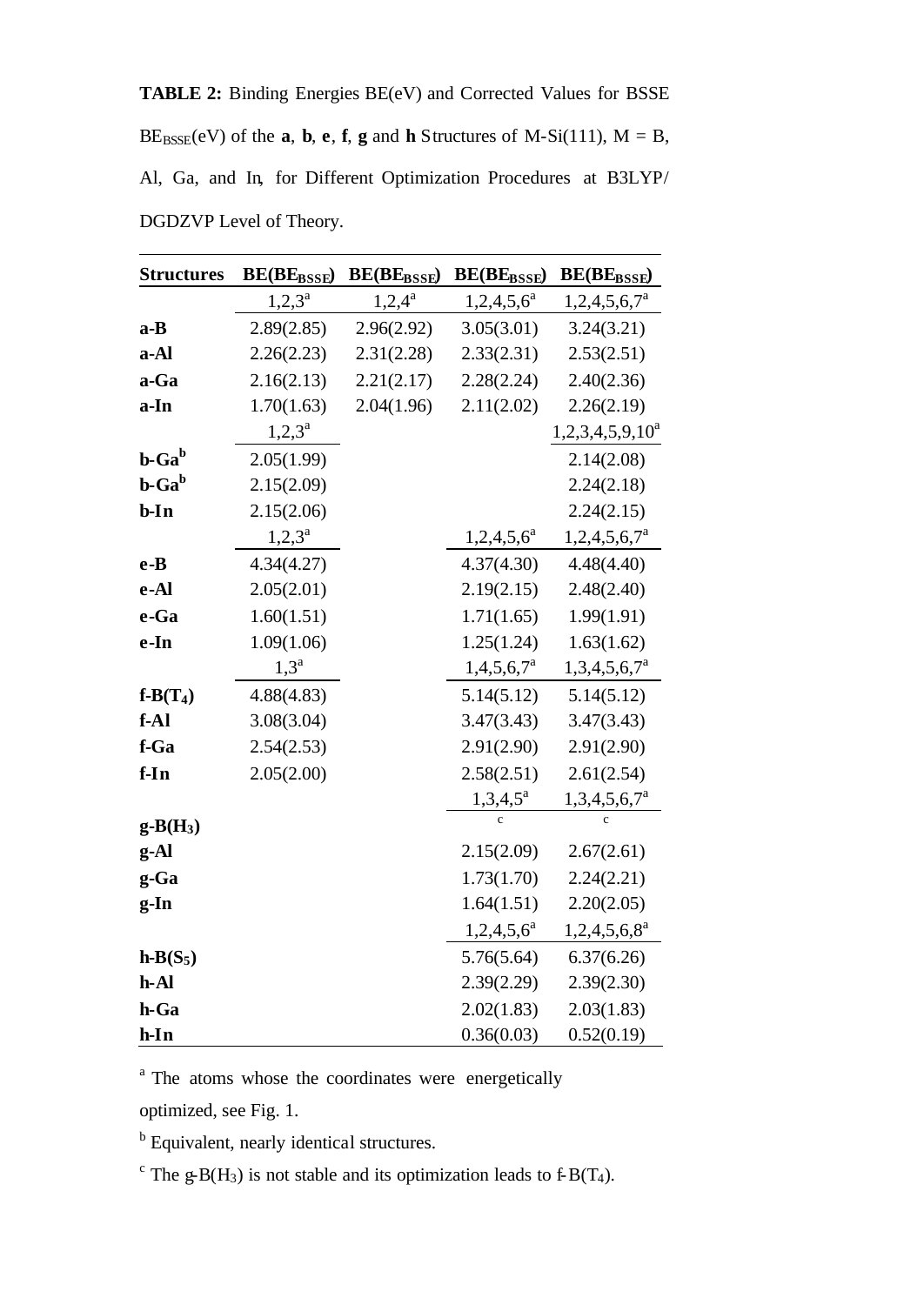**TABLE 2:** Binding Energies BE(eV) and Corrected Values for BSSE $BE_{BSSE}$(eV) of the **a**, **b**, **e**, **f**, **g** and **h** Structures of M-Si(111), M = B, Al, Ga, and In, for Different Optimization Procedures at B3LYP/ DGDZVP Level of Theory.

| Structures | $BE(BE_{BSSE})$ | $BE(BE_{BSSE})$ | $BE(BE_{BSSE})$ | $BE(BE_{BSSE})$ |
|---|---|---|---|---|
| | 1,2,3[a] | 1,2,4[a] | 1,2,4,5,6[a] | 1,2,4,5,6,7[a] |
| **a-B** | 2.89(2.85) | 2.96(2.92) | 3.05(3.01) | 3.24(3.21) |
| **a-Al** | 2.26(2.23) | 2.31(2.28) | 2.33(2.31) | 2.53(2.51) |
| **a-Ga** | 2.16(2.13) | 2.21(2.17) | 2.28(2.24) | 2.40(2.36) |
| **a-In** | 1.70(1.63) | 2.04(1.96) | 2.11(2.02) | 2.26(2.19) |
| | 1,2,3[a] | | | 1,2,3,4,5,9,10[a] |
| **b-Ga**[b] | 2.05(1.99) | | | 2.14(2.08) |
| **b-Ga**[b] | 2.15(2.09) | | | 2.24(2.18) |
| **b-In** | 2.15(2.06) | | | 2.24(2.15) |
| | 1,2,3[a] | | 1,2,4,5,6[a] | 1,2,4,5,6,7[a] |
| **e-B** | 4.34(4.27) | | 4.37(4.30) | 4.48(4.40) |
| **e-Al** | 2.05(2.01) | | 2.19(2.15) | 2.48(2.40) |
| **e-Ga** | 1.60(1.51) | | 1.71(1.65) | 1.99(1.91) |
| **e-In** | 1.09(1.06) | | 1.25(1.24) | 1.63(1.62) |
| | 1,3[a] | | 1,4,5,6,7[a] | 1,3,4,5,6,7[a] |
| **f-B($T_4$)** | 4.88(4.83) | | 5.14(5.12) | 5.14(5.12) |
| **f-Al** | 3.08(3.04) | | 3.47(3.43) | 3.47(3.43) |
| **f-Ga** | 2.54(2.53) | | 2.91(2.90) | 2.91(2.90) |
| **f-In** | 2.05(2.00) | | 2.58(2.51) | 2.61(2.54) |
| | | | 1,3,4,5[a] | 1,3,4,5,6,7[a] |
| **g-B($H_3$)** | | | [c] | [c] |
| **g-Al** | | | 2.15(2.09) | 2.67(2.61) |
| **g-Ga** | | | 1.73(1.70) | 2.24(2.21) |
| **g-In** | | | 1.64(1.51) | 2.20(2.05) |
| | | | 1,2,4,5,6[a] | 1,2,4,5,6,8[a] |
| **h-B($S_5$)** | | | 5.76(5.64) | 6.37(6.26) |
| **h-Al** | | | 2.39(2.29) | 2.39(2.30) |
| **h-Ga** | | | 2.02(1.83) | 2.03(1.83) |
| **h-In** | | | 0.36(0.03) | 0.52(0.19) |

[a] The atoms whose the coordinates were energetically optimized, see Fig. 1.

[b] Equivalent, nearly identical structures.

[c] The g-B($H_3$) is not stable and its optimization leads to f-B($T_4$).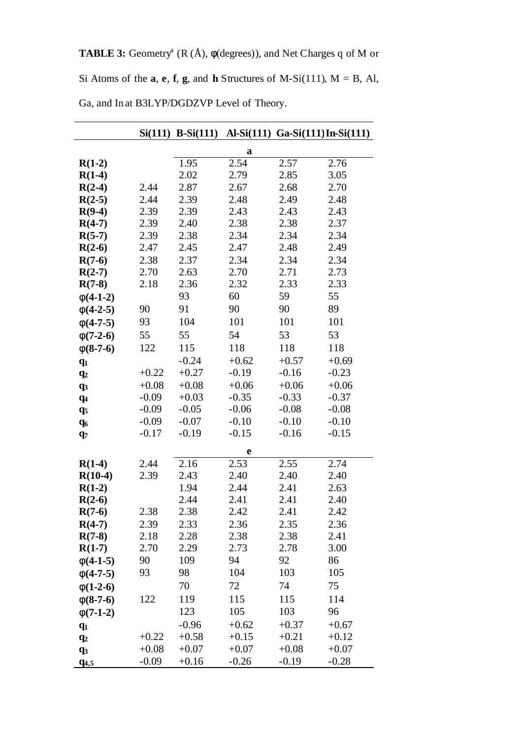**TABLE 3:** Geometry[a] (R (Å), φ(degrees)), and Net Charges q of M or Si Atoms of the **a**, **e**, **f**, **g**, and **h** Structures of M-Si(111), M = B, Al, Ga, and In at B3LYP/DGDZVP Level of Theory.

| | **Si(111)** | **B-Si(111)** | **Al-Si(111)** | **Ga-Si(111)** | **In-Si(111)** |
|---|---|---|---|---|---|
| | | | **a** | | |
| **R(1-2)** | | 1.95 | 2.54 | 2.57 | 2.76 |
| **R(1-4)** | | 2.02 | 2.79 | 2.85 | 3.05 |
| **R(2-4)** | 2.44 | 2.87 | 2.67 | 2.68 | 2.70 |
| **R(2-5)** | 2.44 | 2.39 | 2.48 | 2.49 | 2.48 |
| **R(9-4)** | 2.39 | 2.39 | 2.43 | 2.43 | 2.43 |
| **R(4-7)** | 2.39 | 2.40 | 2.38 | 2.38 | 2.37 |
| **R(5-7)** | 2.39 | 2.38 | 2.34 | 2.34 | 2.34 |
| **R(2-6)** | 2.47 | 2.45 | 2.47 | 2.48 | 2.49 |
| **R(7-6)** | 2.38 | 2.37 | 2.34 | 2.34 | 2.34 |
| **R(2-7)** | 2.70 | 2.63 | 2.70 | 2.71 | 2.73 |
| **R(7-8)** | 2.18 | 2.36 | 2.32 | 2.33 | 2.33 |
| **φ(4-1-2)** | | 93 | 60 | 59 | 55 |
| **φ(4-2-5)** | 90 | 91 | 90 | 90 | 89 |
| **φ(4-7-5)** | 93 | 104 | 101 | 101 | 101 |
| **φ(7-2-6)** | 55 | 55 | 54 | 53 | 53 |
| **φ(8-7-6)** | 122 | 115 | 118 | 118 | 118 |
| $q_1$ | | -0.24 | +0.62 | +0.57 | +0.69 |
| $q_2$ | +0.22 | +0.27 | -0.19 | -0.16 | -0.23 |
| $q_3$ | +0.08 | +0.08 | +0.06 | +0.06 | +0.06 |
| $q_4$ | -0.09 | +0.03 | -0.35 | -0.33 | -0.37 |
| $q_5$ | -0.09 | -0.05 | -0.06 | -0.08 | -0.08 |
| $q_6$ | -0.09 | -0.07 | -0.10 | -0.10 | -0.10 |
| $q_7$ | -0.17 | -0.19 | -0.15 | -0.16 | -0.15 |
| | | | **e** | | |
| **R(1-4)** | 2.44 | 2.16 | 2.53 | 2.55 | 2.74 |
| **R(10-4)** | 2.39 | 2.43 | 2.40 | 2.40 | 2.40 |
| **R(1-2)** | | 1.94 | 2.44 | 2.41 | 2.63 |
| **R(2-6)** | | 2.44 | 2.41 | 2.41 | 2.40 |
| **R(7-6)** | 2.38 | 2.38 | 2.42 | 2.41 | 2.42 |
| **R(4-7)** | 2.39 | 2.33 | 2.36 | 2.35 | 2.36 |
| **R(7-8)** | 2.18 | 2.28 | 2.38 | 2.38 | 2.41 |
| **R(1-7)** | 2.70 | 2.29 | 2.73 | 2.78 | 3.00 |
| **φ(4-1-5)** | 90 | 109 | 94 | 92 | 86 |
| **φ(4-7-5)** | 93 | 98 | 104 | 103 | 105 |
| **φ(1-2-6)** | | 70 | 72 | 74 | 75 |
| **φ(8-7-6)** | 122 | 119 | 115 | 115 | 114 |
| **φ(7-1-2)** | | 123 | 105 | 103 | 96 |
| $q_1$ | | -0.96 | +0.62 | +0.37 | +0.67 |
| $q_2$ | +0.22 | +0.58 | +0.15 | +0.21 | +0.12 |
| $q_3$ | +0.08 | +0.07 | +0.07 | +0.08 | +0.07 |
| $q_{4,5}$ | -0.09 | +0.16 | -0.26 | -0.19 | -0.28 |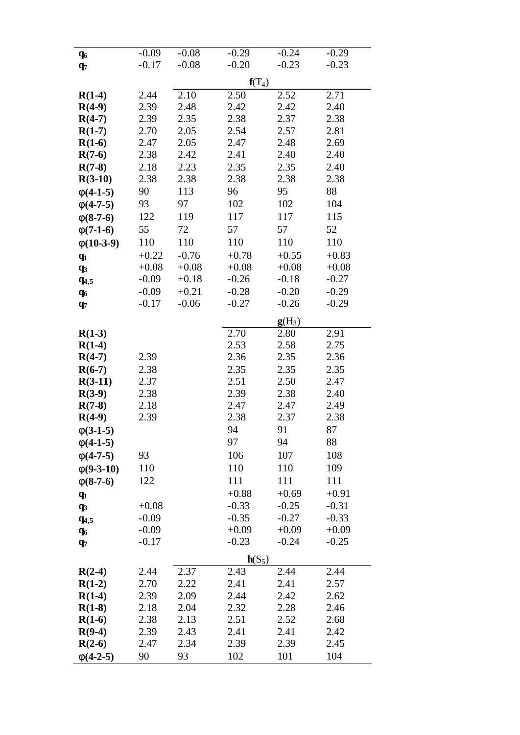| | | | | | |
|---|---|---|---|---|---|
| $q_6$ | -0.09 | -0.08 | -0.29 | -0.24 | -0.29 |
| $q_7$ | -0.17 | -0.08 | -0.20 | -0.23 | -0.23 |
| | | | **f**($T_4$) | | |
| **R(1-4)** | 2.44 | 2.10 | 2.50 | 2.52 | 2.71 |
| **R(4-9)** | 2.39 | 2.48 | 2.42 | 2.42 | 2.40 |
| **R(4-7)** | 2.39 | 2.35 | 2.38 | 2.37 | 2.38 |
| **R(1-7)** | 2.70 | 2.05 | 2.54 | 2.57 | 2.81 |
| **R(1-6)** | 2.47 | 2.05 | 2.47 | 2.48 | 2.69 |
| **R(7-6)** | 2.38 | 2.42 | 2.41 | 2.40 | 2.40 |
| **R(7-8)** | 2.18 | 2.23 | 2.35 | 2.35 | 2.40 |
| **R(3-10)** | 2.38 | 2.38 | 2.38 | 2.38 | 2.38 |
| **φ(4-1-5)** | 90 | 113 | 96 | 95 | 88 |
| **φ(4-7-5)** | 93 | 97 | 102 | 102 | 104 |
| **φ(8-7-6)** | 122 | 119 | 117 | 117 | 115 |
| **φ(7-1-6)** | 55 | 72 | 57 | 57 | 52 |
| **φ(10-3-9)** | 110 | 110 | 110 | 110 | 110 |
| $q_1$ | +0.22 | -0.76 | +0.78 | +0.55 | +0.83 |
| $q_3$ | +0.08 | +0.08 | +0.08 | +0.08 | +0.08 |
| $q_{4,5}$ | -0.09 | +0.18 | -0.26 | -0.18 | -0.27 |
| $q_6$ | -0.09 | +0.21 | -0.28 | -0.20 | -0.29 |
| $q_7$ | -0.17 | -0.06 | -0.27 | -0.26 | -0.29 |
| | | | | **g**($H_3$) | |
| **R(1-3)** | | | 2.70 | 2.80 | 2.91 |
| **R(1-4)** | | | 2.53 | 2.58 | 2.75 |
| **R(4-7)** | 2.39 | | 2.36 | 2.35 | 2.36 |
| **R(6-7)** | 2.38 | | 2.35 | 2.35 | 2.35 |
| **R(3-11)** | 2.37 | | 2.51 | 2.50 | 2.47 |
| **R(3-9)** | 2.38 | | 2.39 | 2.38 | 2.40 |
| **R(7-8)** | 2.18 | | 2.47 | 2.47 | 2.49 |
| **R(4-9)** | 2.39 | | 2.38 | 2.37 | 2.38 |
| **φ(3-1-5)** | | | 94 | 91 | 87 |
| **φ(4-1-5)** | | | 97 | 94 | 88 |
| **φ(4-7-5)** | 93 | | 106 | 107 | 108 |
| **φ(9-3-10)** | 110 | | 110 | 110 | 109 |
| **φ(8-7-6)** | 122 | | 111 | 111 | 111 |
| $q_1$ | | | +0.88 | +0.69 | +0.91 |
| $q_3$ | +0.08 | | -0.33 | -0.25 | -0.31 |
| $q_{4,5}$ | -0.09 | | -0.35 | -0.27 | -0.33 |
| $q_6$ | -0.09 | | +0.09 | +0.09 | +0.09 |
| $q_7$ | -0.17 | | -0.23 | -0.24 | -0.25 |
| | | | **h**($S_5$) | | |
| **R(2-4)** | 2.44 | 2.37 | 2.43 | 2.44 | 2.44 |
| **R(1-2)** | 2.70 | 2.22 | 2.41 | 2.41 | 2.57 |
| **R(1-4)** | 2.39 | 2.09 | 2.44 | 2.42 | 2.62 |
| **R(1-8)** | 2.18 | 2.04 | 2.32 | 2.28 | 2.46 |
| **R(1-6)** | 2.38 | 2.13 | 2.51 | 2.52 | 2.68 |
| **R(9-4)** | 2.39 | 2.43 | 2.41 | 2.41 | 2.42 |
| **R(2-6)** | 2.47 | 2.34 | 2.39 | 2.39 | 2.45 |
| **φ(4-2-5)** | 90 | 93 | 102 | 101 | 104 |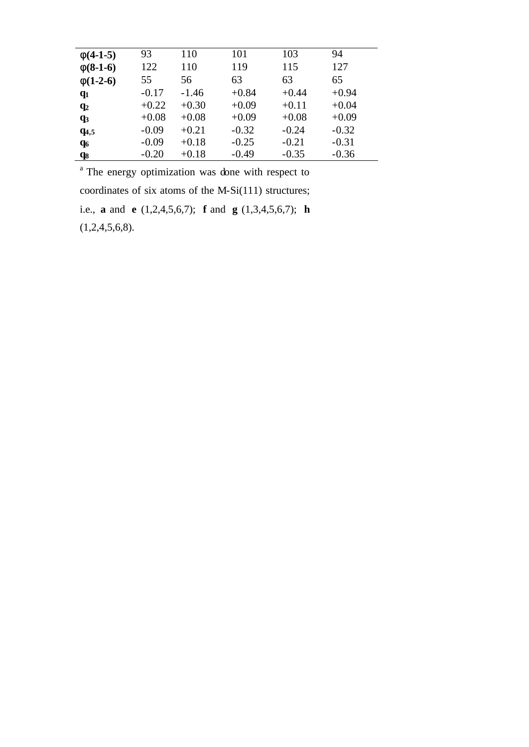| | | | | | |
|---|---|---|---|---|---|
| **φ(4-1-5)** | 93 | 110 | 101 | 103 | 94 |
| **φ(8-1-6)** | 122 | 110 | 119 | 115 | 127 |
| **φ(1-2-6)** | 55 | 56 | 63 | 63 | 65 |
| $q_1$ | -0.17 | -1.46 | +0.84 | +0.44 | +0.94 |
| $q_2$ | +0.22 | +0.30 | +0.09 | +0.11 | +0.04 |
| $q_3$ | +0.08 | +0.08 | +0.09 | +0.08 | +0.09 |
| $q_{4,5}$ | -0.09 | +0.21 | -0.32 | -0.24 | -0.32 |
| $q_6$ | -0.09 | +0.18 | -0.25 | -0.21 | -0.31 |
| $q_8$ | -0.20 | +0.18 | -0.49 | -0.35 | -0.36 |

[a] The energy optimization was done with respect to coordinates of six atoms of the M-Si(111) structures; i.e., **a** and **e** (1,2,4,5,6,7); **f** and **g** (1,3,4,5,6,7); **h** (1,2,4,5,6,8).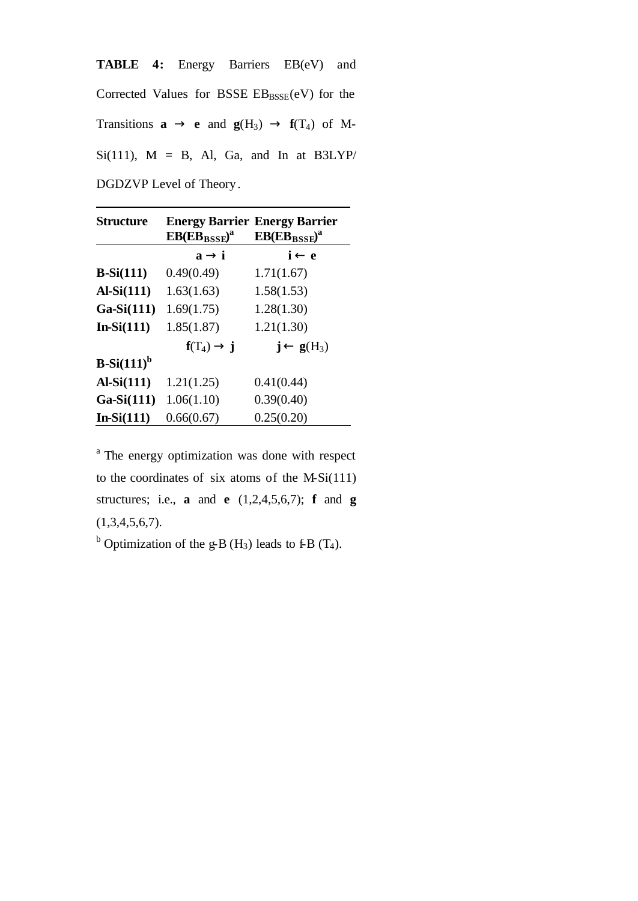**TABLE 4:** Energy Barriers EB(eV) and Corrected Values for BSSE $EB_{BSSE}$(eV) for the Transitions **a** → **e** and **g**($H_3$) → **f**($T_4$) of M-Si(111), M = B, Al, Ga, and In at B3LYP/ DGDZVP Level of Theory.

| Structure | Energy Barrier $EB(EB_{BSSE})$[a] | Energy Barrier $EB(EB_{BSSE})$[a] |
| --- | --- | --- |
| | **a** → **i** | **i** ← **e** |
| **B-Si(111)** | 0.49(0.49) | 1.71(1.67) |
| **Al-Si(111)** | 1.63(1.63) | 1.58(1.53) |
| **Ga-Si(111)** | 1.69(1.75) | 1.28(1.30) |
| **In-Si(111)** | 1.85(1.87) | 1.21(1.30) |
| | **f**($T_4$) → **j** | **j** ← **g**($H_3$) |
| **B-Si(111)**[b] | | |
| **Al-Si(111)** | 1.21(1.25) | 0.41(0.44) |
| **Ga-Si(111)** | 1.06(1.10) | 0.39(0.40) |
| **In-Si(111)** | 0.66(0.67) | 0.25(0.20) |

[a] The energy optimization was done with respect to the coordinates of six atoms of the M-Si(111) structures; i.e., **a** and **e** (1,2,4,5,6,7); **f** and **g** (1,3,4,5,6,7).

[b] Optimization of the g-B ($H_3$) leads to f-B ($T_4$).